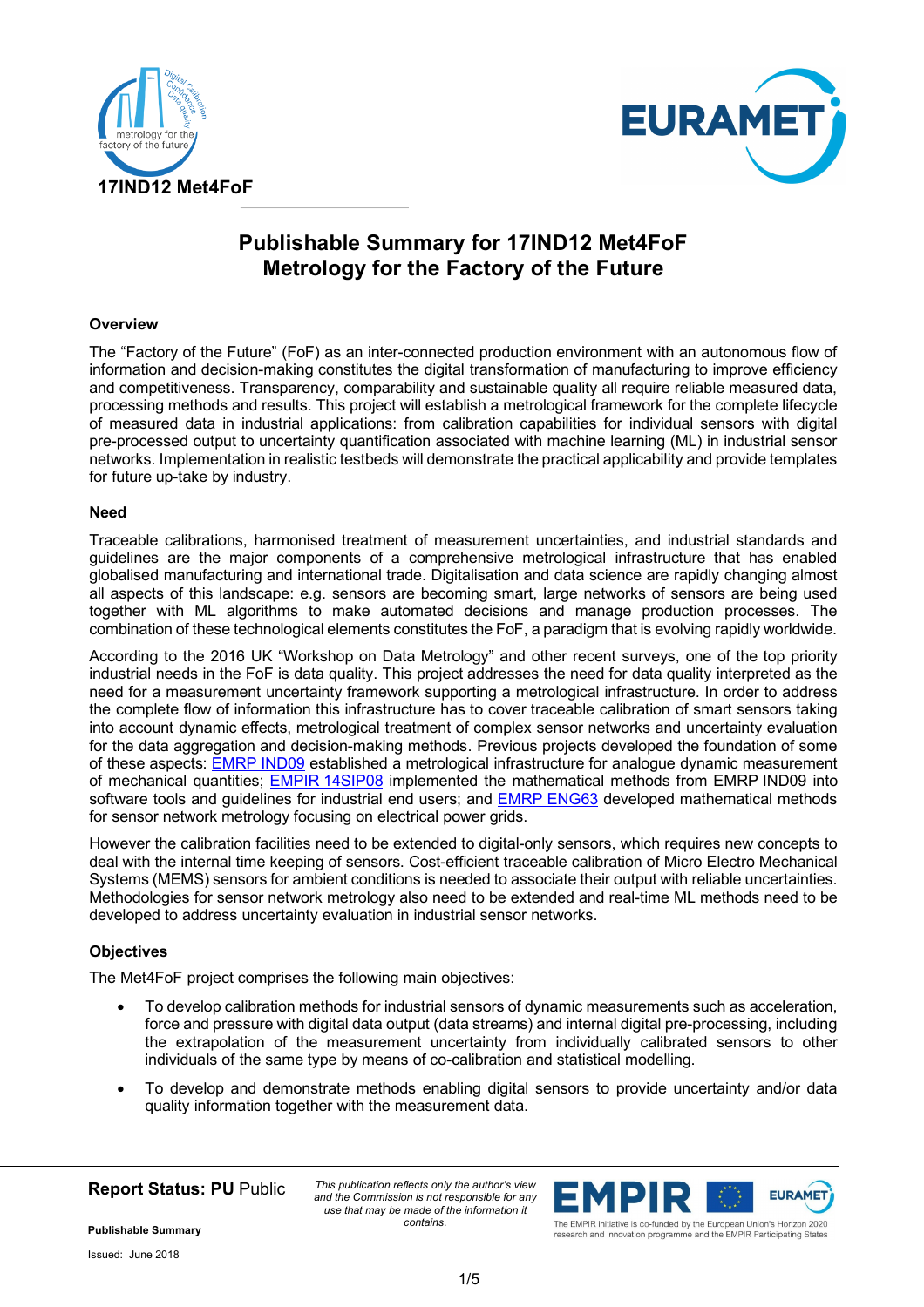17IND12 Met4FoF

# Publishable Summary for 17IND12 Met4FoF
# Metrology for the Factory of the Future

## Overview

The "Factory of the Future" (FoF) as an inter-connected production environment with an autonomous flow of information and decision-making constitutes the digital transformation of manufacturing to improve efficiency and competitiveness. Transparency, comparability and sustainable quality all require reliable measured data, processing methods and results. This project will establish a metrological framework for the complete lifecycle of measured data in industrial applications: from calibration capabilities for individual sensors with digital pre-processed output to uncertainty quantification associated with machine learning (ML) in industrial sensor networks. Implementation in realistic testbeds will demonstrate the practical applicability and provide templates for future up-take by industry.

## Need

Traceable calibrations, harmonised treatment of measurement uncertainties, and industrial standards and guidelines are the major components of a comprehensive metrological infrastructure that has enabled globalised manufacturing and international trade. Digitalisation and data science are rapidly changing almost all aspects of this landscape: e.g. sensors are becoming smart, large networks of sensors are being used together with ML algorithms to make automated decisions and manage production processes. The combination of these technological elements constitutes the FoF, a paradigm that is evolving rapidly worldwide.

According to the 2016 UK "Workshop on Data Metrology" and other recent surveys, one of the top priority industrial needs in the FoF is data quality. This project addresses the need for data quality interpreted as the need for a measurement uncertainty framework supporting a metrological infrastructure. In order to address the complete flow of information this infrastructure has to cover traceable calibration of smart sensors taking into account dynamic effects, metrological treatment of complex sensor networks and uncertainty evaluation for the data aggregation and decision-making methods. Previous projects developed the foundation of some of these aspects: EMRP IND09 established a metrological infrastructure for analogue dynamic measurement of mechanical quantities; EMPIR 14SIP08 implemented the mathematical methods from EMRP IND09 into software tools and guidelines for industrial end users; and EMRP ENG63 developed mathematical methods for sensor network metrology focusing on electrical power grids.

However the calibration facilities need to be extended to digital-only sensors, which requires new concepts to deal with the internal time keeping of sensors. Cost-efficient traceable calibration of Micro Electro Mechanical Systems (MEMS) sensors for ambient conditions is needed to associate their output with reliable uncertainties. Methodologies for sensor network metrology also need to be extended and real-time ML methods need to be developed to address uncertainty evaluation in industrial sensor networks.

## Objectives

The Met4FoF project comprises the following main objectives:

- To develop calibration methods for industrial sensors of dynamic measurements such as acceleration, force and pressure with digital data output (data streams) and internal digital pre-processing, including the extrapolation of the measurement uncertainty from individually calibrated sensors to other individuals of the same type by means of co-calibration and statistical modelling.
- To develop and demonstrate methods enabling digital sensors to provide uncertainty and/or data quality information together with the measurement data.

**Report Status: PU** Public

*This publication reflects only the author's view and the Commission is not responsible for any use that may be made of the information it contains.*

**Publishable Summary**

Issued: June 2018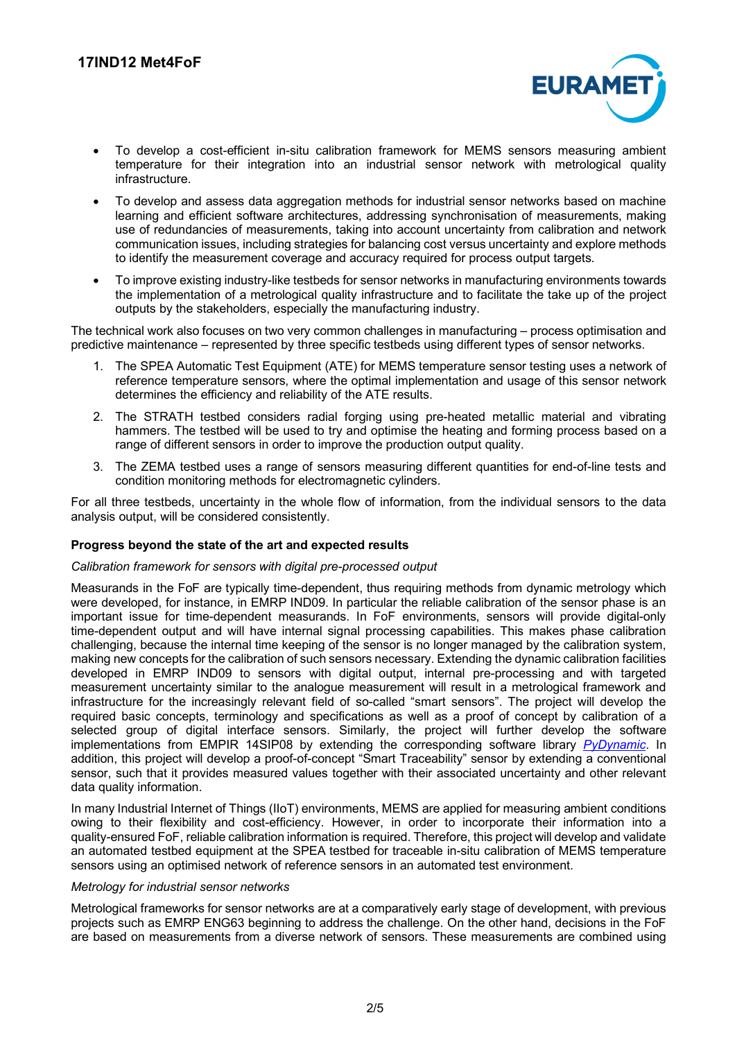- To develop a cost-efficient in-situ calibration framework for MEMS sensors measuring ambient temperature for their integration into an industrial sensor network with metrological quality infrastructure.
- To develop and assess data aggregation methods for industrial sensor networks based on machine learning and efficient software architectures, addressing synchronisation of measurements, making use of redundancies of measurements, taking into account uncertainty from calibration and network communication issues, including strategies for balancing cost versus uncertainty and explore methods to identify the measurement coverage and accuracy required for process output targets.
- To improve existing industry-like testbeds for sensor networks in manufacturing environments towards the implementation of a metrological quality infrastructure and to facilitate the take up of the project outputs by the stakeholders, especially the manufacturing industry.

The technical work also focuses on two very common challenges in manufacturing – process optimisation and predictive maintenance – represented by three specific testbeds using different types of sensor networks.

1. The SPEA Automatic Test Equipment (ATE) for MEMS temperature sensor testing uses a network of reference temperature sensors, where the optimal implementation and usage of this sensor network determines the efficiency and reliability of the ATE results.
2. The STRATH testbed considers radial forging using pre-heated metallic material and vibrating hammers. The testbed will be used to try and optimise the heating and forming process based on a range of different sensors in order to improve the production output quality.
3. The ZEMA testbed uses a range of sensors measuring different quantities for end-of-line tests and condition monitoring methods for electromagnetic cylinders.

For all three testbeds, uncertainty in the whole flow of information, from the individual sensors to the data analysis output, will be considered consistently.

**Progress beyond the state of the art and expected results**

*Calibration framework for sensors with digital pre-processed output*

Measurands in the FoF are typically time-dependent, thus requiring methods from dynamic metrology which were developed, for instance, in EMRP IND09. In particular the reliable calibration of the sensor phase is an important issue for time-dependent measurands. In FoF environments, sensors will provide digital-only time-dependent output and will have internal signal processing capabilities. This makes phase calibration challenging, because the internal time keeping of the sensor is no longer managed by the calibration system, making new concepts for the calibration of such sensors necessary. Extending the dynamic calibration facilities developed in EMRP IND09 to sensors with digital output, internal pre-processing and with targeted measurement uncertainty similar to the analogue measurement will result in a metrological framework and infrastructure for the increasingly relevant field of so-called "smart sensors". The project will develop the required basic concepts, terminology and specifications as well as a proof of concept by calibration of a selected group of digital interface sensors. Similarly, the project will further develop the software implementations from EMPIR 14SIP08 by extending the corresponding software library *PyDynamic*. In addition, this project will develop a proof-of-concept "Smart Traceability" sensor by extending a conventional sensor, such that it provides measured values together with their associated uncertainty and other relevant data quality information.

In many Industrial Internet of Things (IIoT) environments, MEMS are applied for measuring ambient conditions owing to their flexibility and cost-efficiency. However, in order to incorporate their information into a quality-ensured FoF, reliable calibration information is required. Therefore, this project will develop and validate an automated testbed equipment at the SPEA testbed for traceable in-situ calibration of MEMS temperature sensors using an optimised network of reference sensors in an automated test environment.

*Metrology for industrial sensor networks*

Metrological frameworks for sensor networks are at a comparatively early stage of development, with previous projects such as EMRP ENG63 beginning to address the challenge. On the other hand, decisions in the FoF are based on measurements from a diverse network of sensors. These measurements are combined using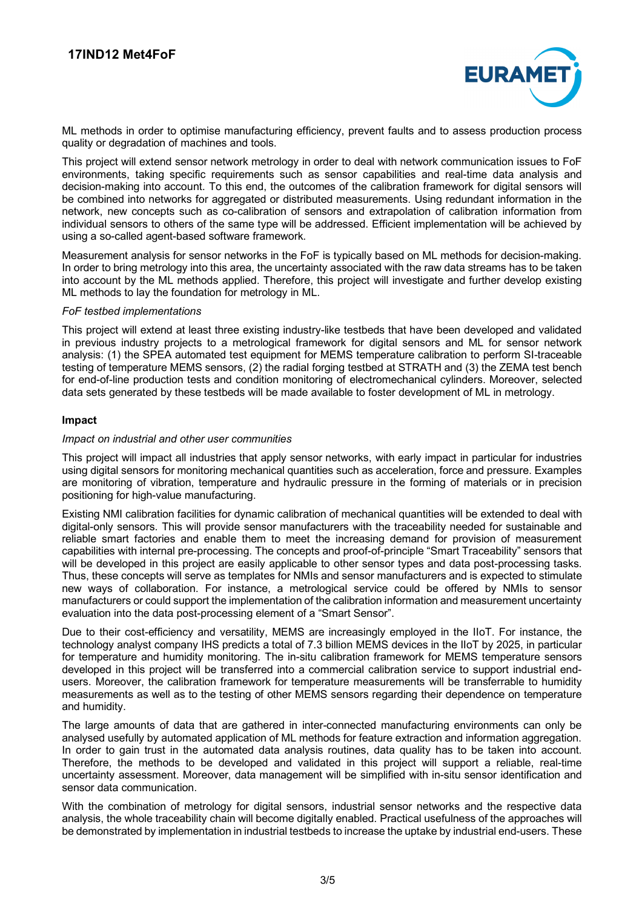ML methods in order to optimise manufacturing efficiency, prevent faults and to assess production process quality or degradation of machines and tools.

This project will extend sensor network metrology in order to deal with network communication issues to FoF environments, taking specific requirements such as sensor capabilities and real-time data analysis and decision-making into account. To this end, the outcomes of the calibration framework for digital sensors will be combined into networks for aggregated or distributed measurements. Using redundant information in the network, new concepts such as co-calibration of sensors and extrapolation of calibration information from individual sensors to others of the same type will be addressed. Efficient implementation will be achieved by using a so-called agent-based software framework.

Measurement analysis for sensor networks in the FoF is typically based on ML methods for decision-making. In order to bring metrology into this area, the uncertainty associated with the raw data streams has to be taken into account by the ML methods applied. Therefore, this project will investigate and further develop existing ML methods to lay the foundation for metrology in ML.

*FoF testbed implementations*

This project will extend at least three existing industry-like testbeds that have been developed and validated in previous industry projects to a metrological framework for digital sensors and ML for sensor network analysis: (1) the SPEA automated test equipment for MEMS temperature calibration to perform SI-traceable testing of temperature MEMS sensors, (2) the radial forging testbed at STRATH and (3) the ZEMA test bench for end-of-line production tests and condition monitoring of electromechanical cylinders. Moreover, selected data sets generated by these testbeds will be made available to foster development of ML in metrology.

**Impact**

*Impact on industrial and other user communities*

This project will impact all industries that apply sensor networks, with early impact in particular for industries using digital sensors for monitoring mechanical quantities such as acceleration, force and pressure. Examples are monitoring of vibration, temperature and hydraulic pressure in the forming of materials or in precision positioning for high-value manufacturing.

Existing NMI calibration facilities for dynamic calibration of mechanical quantities will be extended to deal with digital-only sensors. This will provide sensor manufacturers with the traceability needed for sustainable and reliable smart factories and enable them to meet the increasing demand for provision of measurement capabilities with internal pre-processing. The concepts and proof-of-principle "Smart Traceability" sensors that will be developed in this project are easily applicable to other sensor types and data post-processing tasks. Thus, these concepts will serve as templates for NMIs and sensor manufacturers and is expected to stimulate new ways of collaboration. For instance, a metrological service could be offered by NMIs to sensor manufacturers or could support the implementation of the calibration information and measurement uncertainty evaluation into the data post-processing element of a "Smart Sensor".

Due to their cost-efficiency and versatility, MEMS are increasingly employed in the IIoT. For instance, the technology analyst company IHS predicts a total of 7.3 billion MEMS devices in the IIoT by 2025, in particular for temperature and humidity monitoring. The in-situ calibration framework for MEMS temperature sensors developed in this project will be transferred into a commercial calibration service to support industrial end-users. Moreover, the calibration framework for temperature measurements will be transferrable to humidity measurements as well as to the testing of other MEMS sensors regarding their dependence on temperature and humidity.

The large amounts of data that are gathered in inter-connected manufacturing environments can only be analysed usefully by automated application of ML methods for feature extraction and information aggregation. In order to gain trust in the automated data analysis routines, data quality has to be taken into account. Therefore, the methods to be developed and validated in this project will support a reliable, real-time uncertainty assessment. Moreover, data management will be simplified with in-situ sensor identification and sensor data communication.

With the combination of metrology for digital sensors, industrial sensor networks and the respective data analysis, the whole traceability chain will become digitally enabled. Practical usefulness of the approaches will be demonstrated by implementation in industrial testbeds to increase the uptake by industrial end-users. These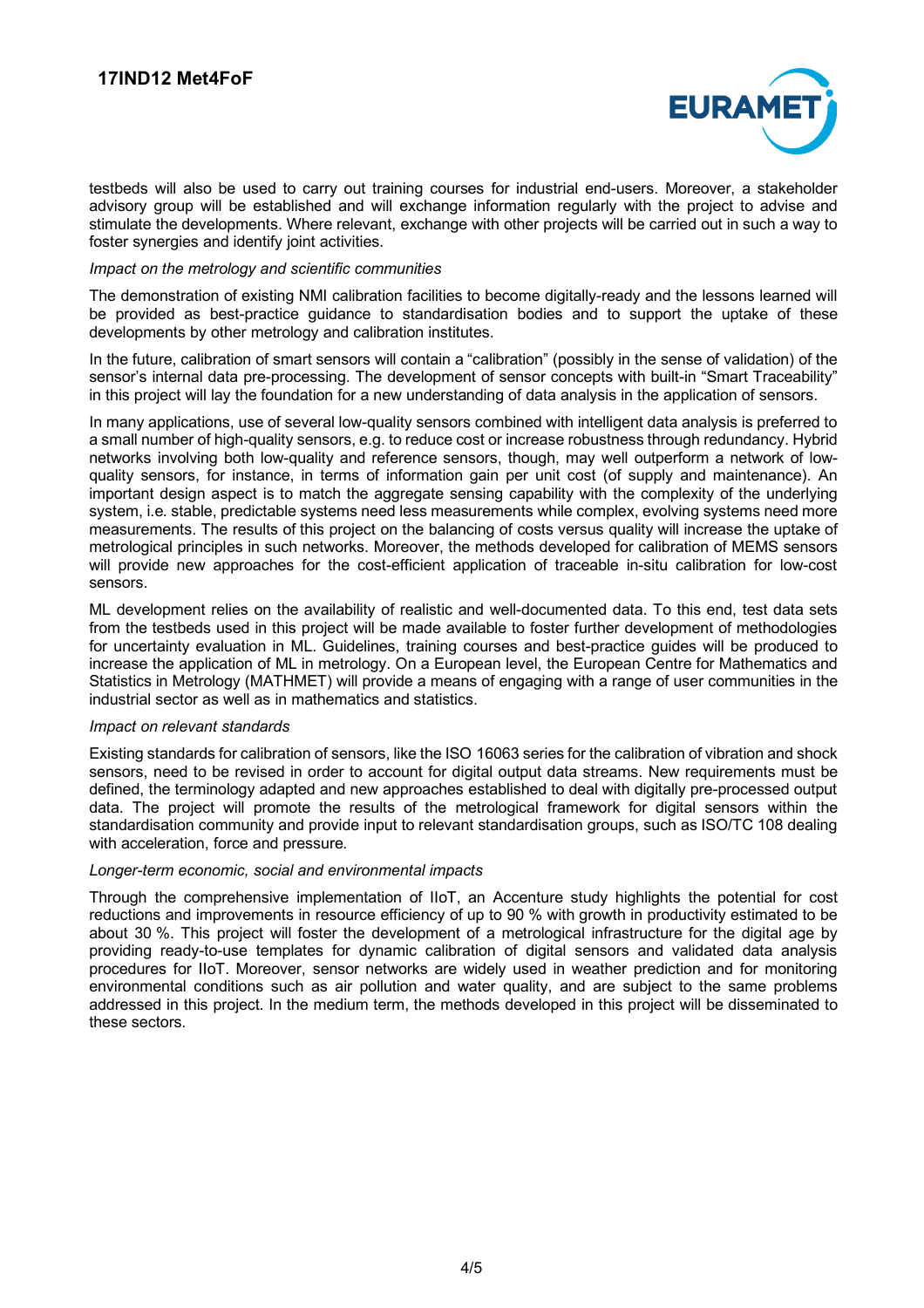testbeds will also be used to carry out training courses for industrial end-users. Moreover, a stakeholder advisory group will be established and will exchange information regularly with the project to advise and stimulate the developments. Where relevant, exchange with other projects will be carried out in such a way to foster synergies and identify joint activities.

*Impact on the metrology and scientific communities*

The demonstration of existing NMI calibration facilities to become digitally-ready and the lessons learned will be provided as best-practice guidance to standardisation bodies and to support the uptake of these developments by other metrology and calibration institutes.

In the future, calibration of smart sensors will contain a "calibration" (possibly in the sense of validation) of the sensor's internal data pre-processing. The development of sensor concepts with built-in "Smart Traceability" in this project will lay the foundation for a new understanding of data analysis in the application of sensors.

In many applications, use of several low-quality sensors combined with intelligent data analysis is preferred to a small number of high-quality sensors, e.g. to reduce cost or increase robustness through redundancy. Hybrid networks involving both low-quality and reference sensors, though, may well outperform a network of low-quality sensors, for instance, in terms of information gain per unit cost (of supply and maintenance). An important design aspect is to match the aggregate sensing capability with the complexity of the underlying system, i.e. stable, predictable systems need less measurements while complex, evolving systems need more measurements. The results of this project on the balancing of costs versus quality will increase the uptake of metrological principles in such networks. Moreover, the methods developed for calibration of MEMS sensors will provide new approaches for the cost-efficient application of traceable in-situ calibration for low-cost sensors.

ML development relies on the availability of realistic and well-documented data. To this end, test data sets from the testbeds used in this project will be made available to foster further development of methodologies for uncertainty evaluation in ML. Guidelines, training courses and best-practice guides will be produced to increase the application of ML in metrology. On a European level, the European Centre for Mathematics and Statistics in Metrology (MATHMET) will provide a means of engaging with a range of user communities in the industrial sector as well as in mathematics and statistics.

*Impact on relevant standards*

Existing standards for calibration of sensors, like the ISO 16063 series for the calibration of vibration and shock sensors, need to be revised in order to account for digital output data streams. New requirements must be defined, the terminology adapted and new approaches established to deal with digitally pre-processed output data. The project will promote the results of the metrological framework for digital sensors within the standardisation community and provide input to relevant standardisation groups, such as ISO/TC 108 dealing with acceleration, force and pressure.

*Longer-term economic, social and environmental impacts*

Through the comprehensive implementation of IIoT, an Accenture study highlights the potential for cost reductions and improvements in resource efficiency of up to 90 % with growth in productivity estimated to be about 30 %. This project will foster the development of a metrological infrastructure for the digital age by providing ready-to-use templates for dynamic calibration of digital sensors and validated data analysis procedures for IIoT. Moreover, sensor networks are widely used in weather prediction and for monitoring environmental conditions such as air pollution and water quality, and are subject to the same problems addressed in this project. In the medium term, the methods developed in this project will be disseminated to these sectors.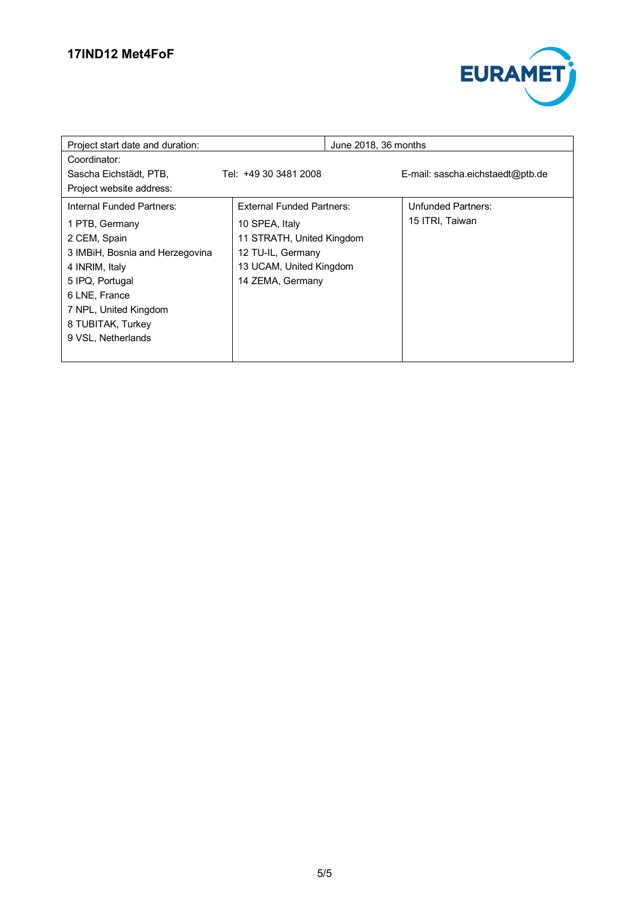| | | |
|---|---|---|
| Project start date and duration: | | June 2018, 36 months |
| Coordinator:<br>Sascha Eichstädt, PTB, Tel: +49 30 3481 2008 E-mail: sascha.eichstaedt@ptb.de<br>Project website address: | | |
| Internal Funded Partners:<br>1 PTB, Germany<br>2 CEM, Spain<br>3 IMBiH, Bosnia and Herzegovina<br>4 INRIM, Italy<br>5 IPQ, Portugal<br>6 LNE, France<br>7 NPL, United Kingdom<br>8 TUBITAK, Turkey<br>9 VSL, Netherlands | External Funded Partners:<br>10 SPEA, Italy<br>11 STRATH, United Kingdom<br>12 TU-IL, Germany<br>13 UCAM, United Kingdom<br>14 ZEMA, Germany | Unfunded Partners:<br>15 ITRI, Taiwan |